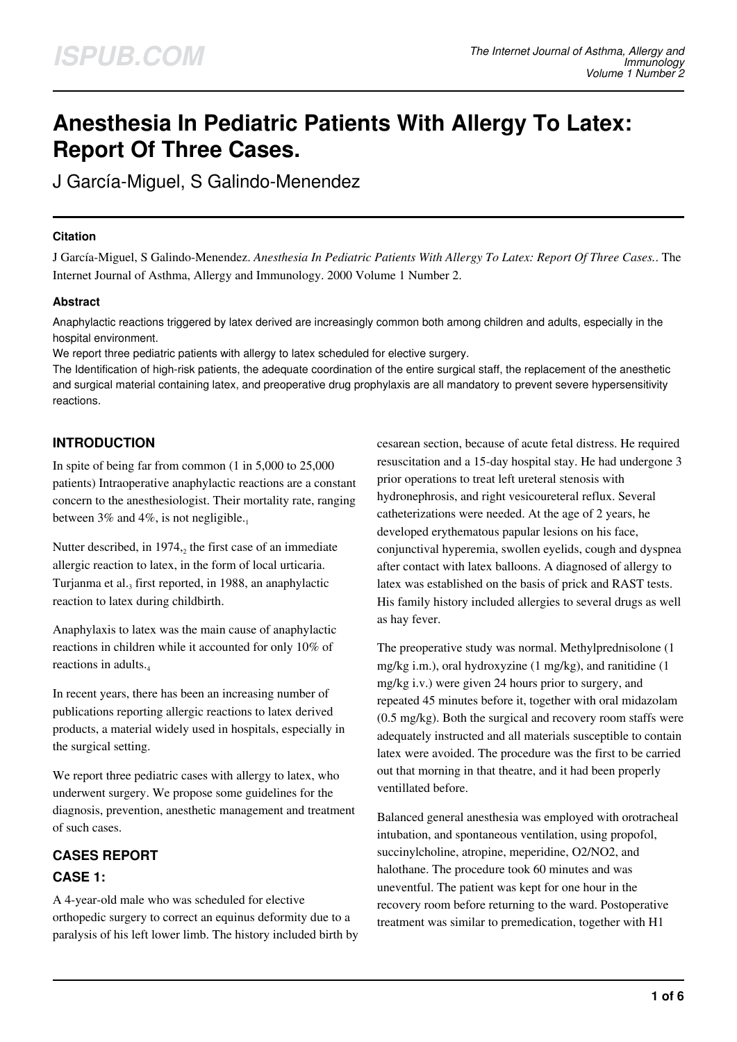# Anesthesia In Pediatric Patients With Allergy To Latex: Report Of Three Cases.

J García-Miguel, S Galindo-Menendez

### Citation

J García-Miguel, S Galindo-Menendez. *Anesthesia In Pediatric Patients With Allergy To Latex: Report Of Three Cases.*. The Internet Journal of Asthma, Allergy and Immunology. 2000 Volume 1 Number 2.

### Abstract

Anaphylactic reactions triggered by latex derived are increasingly common both among children and adults, especially in the hospital environment.

We report three pediatric patients with allergy to latex scheduled for elective surgery.

The Identification of high-risk patients, the adequate coordination of the entire surgical staff, the replacement of the anesthetic and surgical material containing latex, and preoperative drug prophylaxis are all mandatory to prevent severe hypersensitivity reactions.

## INTRODUCTION

In spite of being far from common (1 in 5,000 to 25,000 patients) Intraoperative anaphylactic reactions are a constant concern to the anesthesiologist. Their mortality rate, ranging between 3% and 4%, is not negligible.[1]

Nutter described, in 1974,[2] the first case of an immediate allergic reaction to latex, in the form of local urticaria. Turjanma et al.[3] first reported, in 1988, an anaphylactic reaction to latex during childbirth.

Anaphylaxis to latex was the main cause of anaphylactic reactions in children while it accounted for only 10% of reactions in adults.[4]

In recent years, there has been an increasing number of publications reporting allergic reactions to latex derived products, a material widely used in hospitals, especially in the surgical setting.

We report three pediatric cases with allergy to latex, who underwent surgery. We propose some guidelines for the diagnosis, prevention, anesthetic management and treatment of such cases.

## CASES REPORT

### CASE 1:

A 4-year-old male who was scheduled for elective orthopedic surgery to correct an equinus deformity due to a paralysis of his left lower limb. The history included birth by cesarean section, because of acute fetal distress. He required resuscitation and a 15-day hospital stay. He had undergone 3 prior operations to treat left ureteral stenosis with hydronephrosis, and right vesicoureteral reflux. Several catheterizations were needed. At the age of 2 years, he developed erythematous papular lesions on his face, conjunctival hyperemia, swollen eyelids, cough and dyspnea after contact with latex balloons. A diagnosed of allergy to latex was established on the basis of prick and RAST tests. His family history included allergies to several drugs as well as hay fever.

The preoperative study was normal. Methylprednisolone (1 mg/kg i.m.), oral hydroxyzine (1 mg/kg), and ranitidine (1 mg/kg i.v.) were given 24 hours prior to surgery, and repeated 45 minutes before it, together with oral midazolam (0.5 mg/kg). Both the surgical and recovery room staffs were adequately instructed and all materials susceptible to contain latex were avoided. The procedure was the first to be carried out that morning in that theatre, and it had been properly ventilated before.

Balanced general anesthesia was employed with orotracheal intubation, and spontaneous ventilation, using propofol, succinylcholine, atropine, meperidine, $O_2/NO_2$, and halothane. The procedure took 60 minutes and was uneventful. The patient was kept for one hour in the recovery room before returning to the ward. Postoperative treatment was similar to premedication, together with H1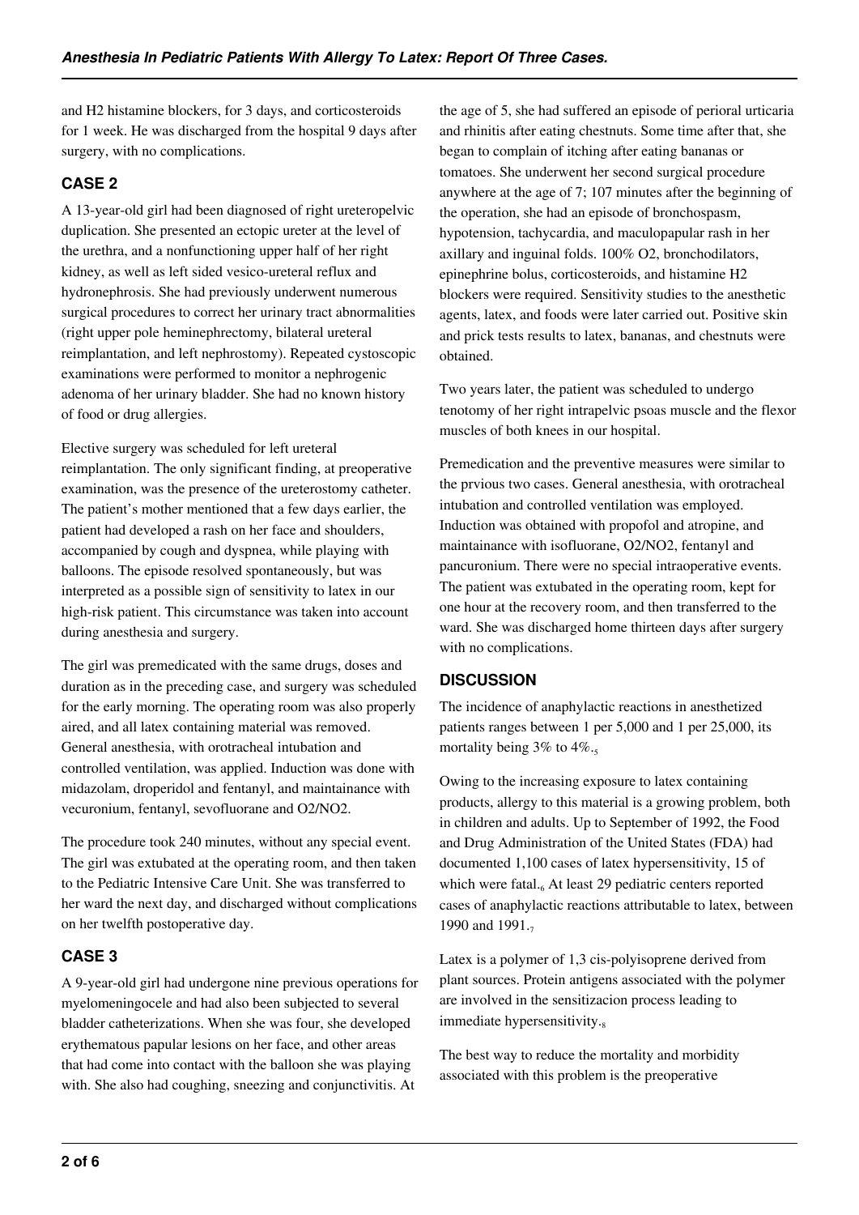and H2 histamine blockers, for 3 days, and corticosteroids for 1 week. He was discharged from the hospital 9 days after surgery, with no complications.

## CASE 2

A 13-year-old girl had been diagnosed of right ureteropelvic duplication. She presented an ectopic ureter at the level of the urethra, and a nonfunctioning upper half of her right kidney, as well as left sided vesico-ureteral reflux and hydronephrosis. She had previously underwent numerous surgical procedures to correct her urinary tract abnormalities (right upper pole heminephrectomy, bilateral ureteral reimplantation, and left nephrostomy). Repeated cystoscopic examinations were performed to monitor a nephrogenic adenoma of her urinary bladder. She had no known history of food or drug allergies.

Elective surgery was scheduled for left ureteral reimplantation. The only significant finding, at preoperative examination, was the presence of the ureterostomy catheter. The patient's mother mentioned that a few days earlier, the patient had developed a rash on her face and shoulders, accompanied by cough and dyspnea, while playing with balloons. The episode resolved spontaneously, but was interpreted as a possible sign of sensitivity to latex in our high-risk patient. This circumstance was taken into account during anesthesia and surgery.

The girl was premedicated with the same drugs, doses and duration as in the preceding case, and surgery was scheduled for the early morning. The operating room was also properly aired, and all latex containing material was removed. General anesthesia, with orotracheal intubation and controlled ventilation, was applied. Induction was done with midazolam, droperidol and fentanyl, and maintainance with vecuronium, fentanyl, sevofluorane and O2/NO2.

The procedure took 240 minutes, without any special event. The girl was extubated at the operating room, and then taken to the Pediatric Intensive Care Unit. She was transferred to her ward the next day, and discharged without complications on her twelfth postoperative day.

## CASE 3

A 9-year-old girl had undergone nine previous operations for myelomeningocele and had also been subjected to several bladder catheterizations. When she was four, she developed erythematous papular lesions on her face, and other areas that had come into contact with the balloon she was playing with. She also had coughing, sneezing and conjunctivitis. At the age of 5, she had suffered an episode of perioral urticaria and rhinitis after eating chestnuts. Some time after that, she began to complain of itching after eating bananas or tomatoes. She underwent her second surgical procedure anywhere at the age of 7; 107 minutes after the beginning of the operation, she had an episode of bronchospasm, hypotension, tachycardia, and maculopapular rash in her axillary and inguinal folds. 100% O2, bronchodilators, epinephrine bolus, corticosteroids, and histamine H2 blockers were required. Sensitivity studies to the anesthetic agents, latex, and foods were later carried out. Positive skin and prick tests results to latex, bananas, and chestnuts were obtained.

Two years later, the patient was scheduled to undergo tenotomy of her right intrapelvic psoas muscle and the flexor muscles of both knees in our hospital.

Premedication and the preventive measures were similar to the prvious two cases. General anesthesia, with orotracheal intubation and controlled ventilation was employed. Induction was obtained with propofol and atropine, and maintainance with isofluorane, O2/NO2, fentanyl and pancuronium. There were no special intraoperative events. The patient was extubated in the operating room, kept for one hour at the recovery room, and then transferred to the ward. She was discharged home thirteen days after surgery with no complications.

## DISCUSSION

The incidence of anaphylactic reactions in anesthetized patients ranges between 1 per 5,000 and 1 per 25,000, its mortality being 3% to 4%.[5]

Owing to the increasing exposure to latex containing products, allergy to this material is a growing problem, both in children and adults. Up to September of 1992, the Food and Drug Administration of the United States (FDA) had documented 1,100 cases of latex hypersensitivity, 15 of which were fatal.[6] At least 29 pediatric centers reported cases of anaphylactic reactions attributable to latex, between 1990 and 1991.[7]

Latex is a polymer of 1,3 cis-polyisoprene derived from plant sources. Protein antigens associated with the polymer are involved in the sensitizacion process leading to immediate hypersensitivity.[8]

The best way to reduce the mortality and morbidity associated with this problem is the preoperative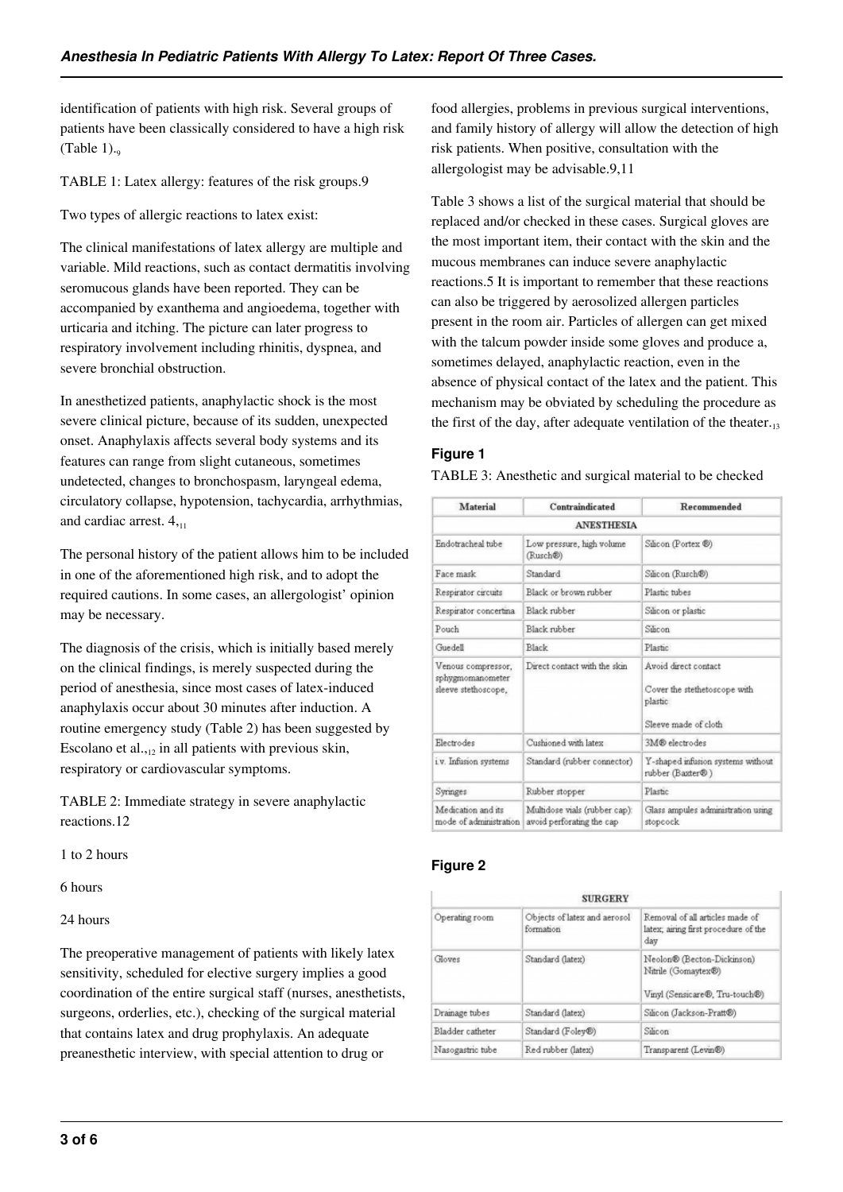identification of patients with high risk. Several groups of patients have been classically considered to have a high risk (Table 1).[9]

TABLE 1: Latex allergy: features of the risk groups.9

Two types of allergic reactions to latex exist:

The clinical manifestations of latex allergy are multiple and variable. Mild reactions, such as contact dermatitis involving seromucous glands have been reported. They can be accompanied by exanthema and angioedema, together with urticaria and itching. The picture can later progress to respiratory involvement including rhinitis, dyspnea, and severe bronchial obstruction.

In anesthetized patients, anaphylactic shock is the most severe clinical picture, because of its sudden, unexpected onset. Anaphylaxis affects several body systems and its features can range from slight cutaneous, sometimes undetected, changes to bronchospasm, laryngeal edema, circulatory collapse, hypotension, tachycardia, arrhythmias, and cardiac arrest. 4,[11]

The personal history of the patient allows him to be included in one of the aforementioned high risk, and to adopt the required cautions. In some cases, an allergologist' opinion may be necessary.

The diagnosis of the crisis, which is initially based merely on the clinical findings, is merely suspected during the period of anesthesia, since most cases of latex-induced anaphylaxis occur about 30 minutes after induction. A routine emergency study (Table 2) has been suggested by Escolano et al.,[12] in all patients with previous skin, respiratory or cardiovascular symptoms.

TABLE 2: Immediate strategy in severe anaphylactic reactions.12

1 to 2 hours

6 hours

24 hours

The preoperative management of patients with likely latex sensitivity, scheduled for elective surgery implies a good coordination of the entire surgical staff (nurses, anesthetists, surgeons, orderlies, etc.), checking of the surgical material that contains latex and drug prophylaxis. An adequate preanesthetic interview, with special attention to drug or food allergies, problems in previous surgical interventions, and family history of allergy will allow the detection of high risk patients. When positive, consultation with the allergologist may be advisable.9,11

Table 3 shows a list of the surgical material that should be replaced and/or checked in these cases. Surgical gloves are the most important item, their contact with the skin and the mucous membranes can induce severe anaphylactic reactions.5 It is important to remember that these reactions can also be triggered by aerosolized allergen particles present in the room air. Particles of allergen can get mixed with the talcum powder inside some gloves and produce a, sometimes delayed, anaphylactic reaction, even in the absence of physical contact of the latex and the patient. This mechanism may be obviated by scheduling the procedure as the first of the day, after adequate ventilation of the theater.[13]

### Figure 1

TABLE 3: Anesthetic and surgical material to be checked

| Material | Contraindicated | Recommended |
|---|---|---|
| **ANESTHESIA** | | |
| Endotracheal tube | Low pressure, high volume (Rusch®) | Silicon (Portex ®) |
| Face mask | Standard | Silicon (Rusch®) |
| Respirator circuits | Black or brown rubber | Plastic tubes |
| Respirator concertina | Black rubber | Silicon or plastic |
| Pouch | Black rubber | Silicon |
| Guedell | Black | Plastic |
| Venous compressor, sphygmomanometer sleeve stethoscope, | Direct contact with the skin | Avoid direct contact<br>Cover the stethoscope with plastic<br>Sleeve made of cloth |
| Electrodes | Cushioned with latex | 3M® electrodes |
| i.v. Infusion systems | Standard (rubber connector) | Y-shaped infusion systems without rubber (Baxter®) |
| Syringes | Rubber stopper | Plastic |
| Medication and its mode of administration | Multidose vials (rubber cap): avoid perforating the cap | Glass ampules administration using stopcock |

### Figure 2

| SURGERY | | |
|---|---|---|
| Operating room | Objects of latex and aerosol formation | Removal of all articles made of latex; airing first procedure of the day |
| Gloves | Standard (latex) | Neolon® (Becton-Dickinson)<br>Nitrile (Gomaytex®)<br>Vinyl (Sensicare®, Tru-touch®) |
| Drainage tubes | Standard (latex) | Silicon (Jackson-Pratt®) |
| Bladder catheter | Standard (Foley®) | Silicon |
| Nasogastric tube | Red rubber (latex) | Transparent (Levin®) |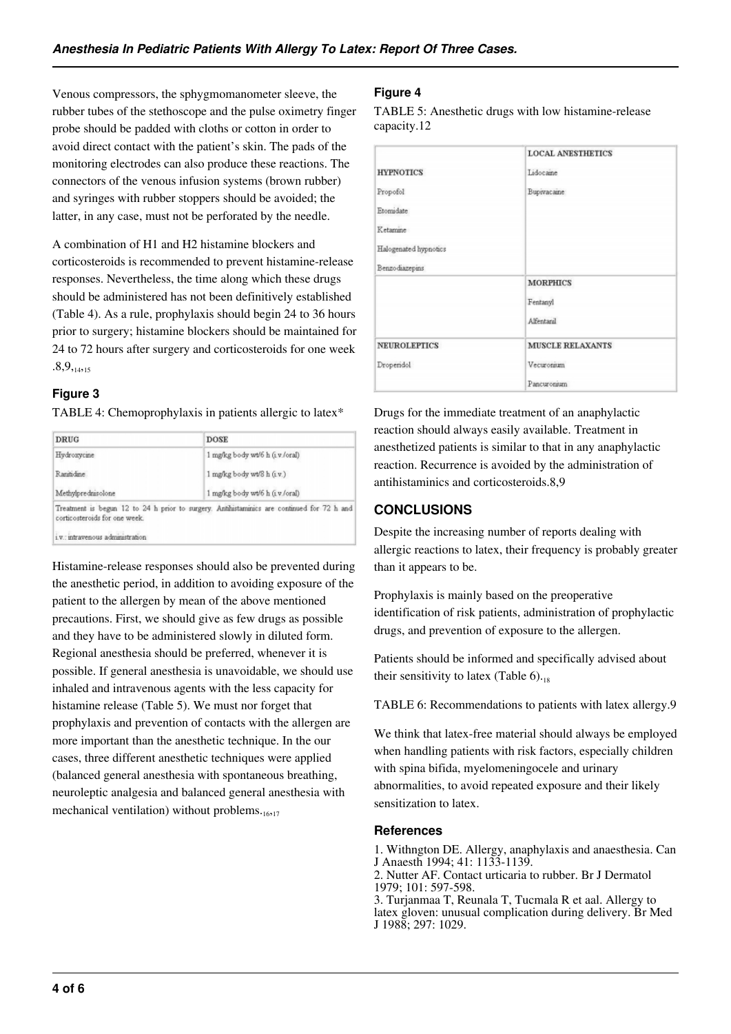Venous compressors, the sphygmomanometer sleeve, the rubber tubes of the stethoscope and the pulse oximetry finger probe should be padded with cloths or cotton in order to avoid direct contact with the patient's skin. The pads of the monitoring electrodes can also produce these reactions. The connectors of the venous infusion systems (brown rubber) and syringes with rubber stoppers should be avoided; the latter, in any case, must not be perforated by the needle.

A combination of H1 and H2 histamine blockers and corticosteroids is recommended to prevent histamine-release responses. Nevertheless, the time along which these drugs should be administered has not been definitively established (Table 4). As a rule, prophylaxis should begin 24 to 36 hours prior to surgery; histamine blockers should be maintained for 24 to 72 hours after surgery and corticosteroids for one week .8,9,[14,15]

### Figure 3

TABLE 4: Chemoprophylaxis in patients allergic to latex*

| DRUG | DOSE |
| --- | --- |
| Hydroxycine | 1 mg/kg body wt/6 h (i.v./oral) |
| Ranitidine | 1 mg/kg body wt/8 h (i.v.) |
| Methylprednisolone | 1 mg/kg body wt/6 h (i.v./oral) |
| Treatment is begun 12 to 24 h prior to surgery. Antihistaminics are continued for 72 h and corticosteroids for one week. | |
| i.v.: intravenous administration | |

Histamine-release responses should also be prevented during the anesthetic period, in addition to avoiding exposure of the patient to the allergen by mean of the above mentioned precautions. First, we should give as few drugs as possible and they have to be administered slowly in diluted form. Regional anesthesia should be preferred, whenever it is possible. If general anesthesia is unavoidable, we should use inhaled and intravenous agents with the less capacity for histamine release (Table 5). We must nor forget that prophylaxis and prevention of contacts with the allergen are more important than the anesthetic technique. In the our cases, three different anesthetic techniques were applied (balanced general anesthesia with spontaneous breathing, neuroleptic analgesia and balanced general anesthesia with mechanical ventilation) without problems.[16,17]

### Figure 4

TABLE 5: Anesthetic drugs with low histamine-release capacity.12

| | LOCAL ANESTHETICS |
| --- | --- |
| HYPNOTICS | Lidocaine |
| Propofol | Bupivacaine |
| Etomidate | |
| Ketamine | |
| Halogenated hypnotics | |
| Benzodiazepins | |
| | MORPHICS |
| | Fentanyl |
| | Alfentanil |
| NEUROLEPTICS | MUSCLE RELAXANTS |
| Droperidol | Vecuronium |
| | Pancuronium |

Drugs for the immediate treatment of an anaphylactic reaction should always easily available. Treatment in anesthetized patients is similar to that in any anaphylactic reaction. Recurrence is avoided by the administration of antihistaminics and corticosteroids.8,9

## CONCLUSIONS

Despite the increasing number of reports dealing with allergic reactions to latex, their frequency is probably greater than it appears to be.

Prophylaxis is mainly based on the preoperative identification of risk patients, administration of prophylactic drugs, and prevention of exposure to the allergen.

Patients should be informed and specifically advised about their sensitivity to latex (Table 6).[18]

TABLE 6: Recommendations to patients with latex allergy.9

We think that latex-free material should always be employed when handling patients with risk factors, especially children with spina bifida, myelomeningocele and urinary abnormalities, to avoid repeated exposure and their likely sensitization to latex.

### References

1. Withngton DE. Allergy, anaphylaxis and anaesthesia. Can J Anaesth 1994; 41: 1133-1139.
2. Nutter AF. Contact urticaria to rubber. Br J Dermatol 1979; 101: 597-598.
3. Turjanmaa T, Reunala T, Tucmala R et aal. Allergy to latex gloven: unusual complication during delivery. Br Med J 1988; 297: 1029.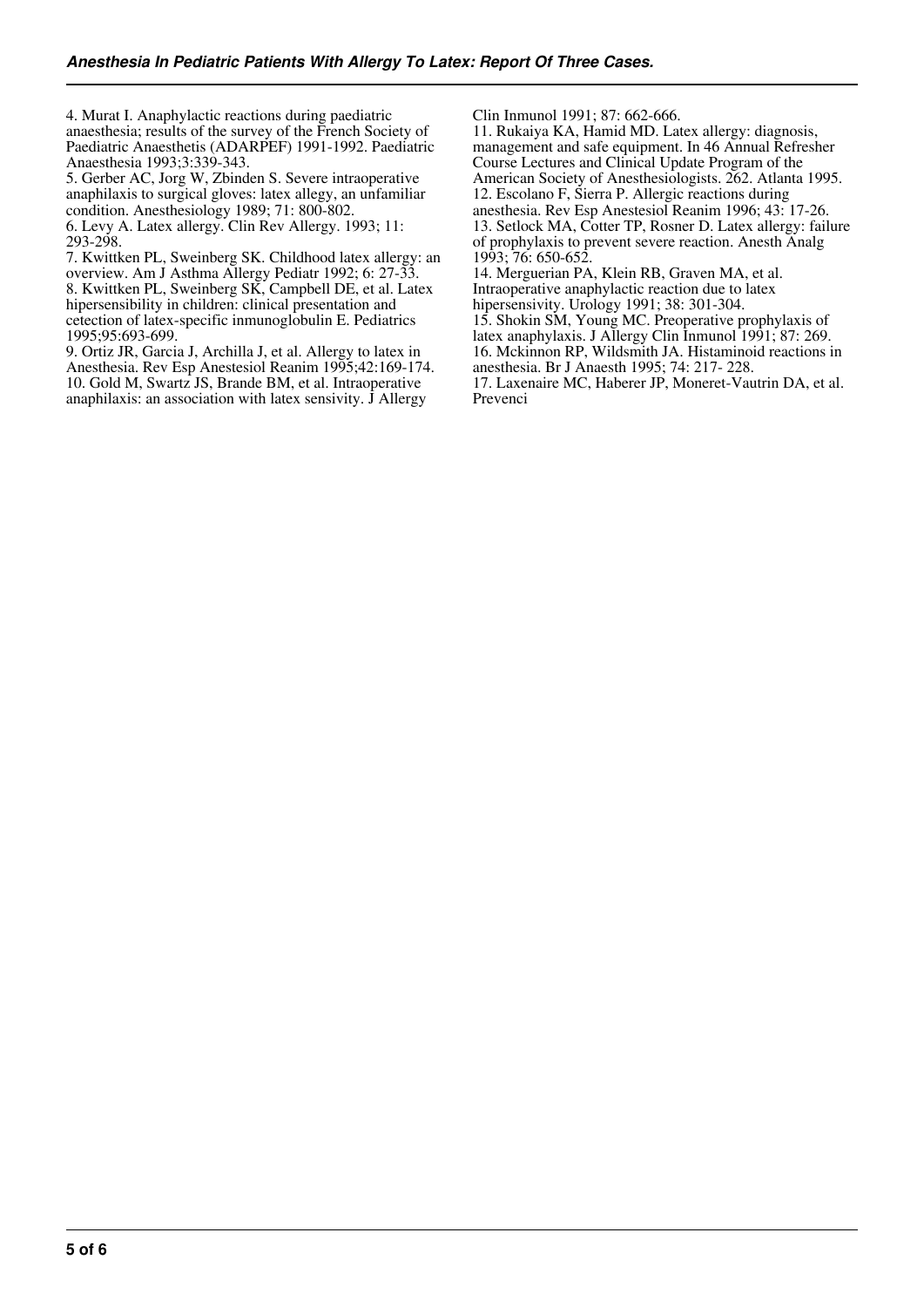4. Murat I. Anaphylactic reactions during paediatric anaesthesia; results of the survey of the French Society of Paediatric Anaesthetis (ADARPEF) 1991-1992. Paediatric Anaesthesia 1993;3:339-343.

5. Gerber AC, Jorg W, Zbinden S. Severe intraoperative anaphilaxis to surgical gloves: latex allegy, an unfamiliar condition. Anesthesiology 1989; 71: 800-802.

6. Levy A. Latex allergy. Clin Rev Allergy. 1993; 11: 293-298.

7. Kwittken PL, Sweinberg SK. Childhood latex allergy: an overview. Am J Asthma Allergy Pediatr 1992; 6: 27-33.

8. Kwittken PL, Sweinberg SK, Campbell DE, et al. Latex hipersensibility in children: clinical presentation and cetection of latex-specific inmunoglobulin E. Pediatrics 1995;95:693-699.

9. Ortiz JR, Garcia J, Archilla J, et al. Allergy to latex in Anesthesia. Rev Esp Anestesiol Reanim 1995;42:169-174.

10. Gold M, Swartz JS, Brande BM, et al. Intraoperative anaphilaxis: an association with latex sensivity. J Allergy Clin Inmunol 1991; 87: 662-666.

11. Rukaiya KA, Hamid MD. Latex allergy: diagnosis, management and safe equipment. In 46 Annual Refresher Course Lectures and Clinical Update Program of the American Society of Anesthesiologists. 262. Atlanta 1995.

12. Escolano F, Sierra P. Allergic reactions during anesthesia. Rev Esp Anestesiol Reanim 1996; 43: 17-26.

13. Setlock MA, Cotter TP, Rosner D. Latex allergy: failure of prophylaxis to prevent severe reaction. Anesth Analg 1993; 76: 650-652.

14. Merguerian PA, Klein RB, Graven MA, et al. Intraoperative anaphylactic reaction due to latex hipersensivity. Urology 1991; 38: 301-304.

15. Shokin SM, Young MC. Preoperative prophylaxis of latex anaphylaxis. J Allergy Clin Inmunol 1991; 87: 269.

16. Mckinnon RP, Wildsmith JA. Histaminoid reactions in anesthesia. Br J Anaesth 1995; 74: 217- 228.

17. Laxenaire MC, Haberer JP, Moneret-Vautrin DA, et al. Prevenci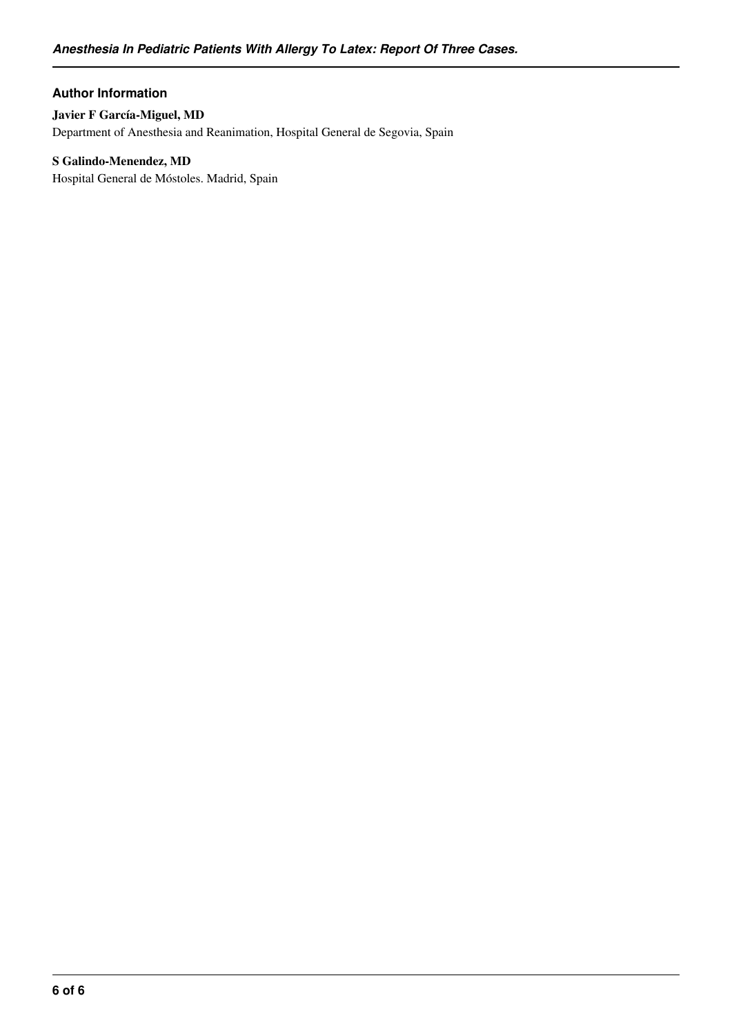## Author Information

**Javier F García-Miguel, MD**
Department of Anesthesia and Reanimation, Hospital General de Segovia, Spain

**S Galindo-Menendez, MD**
Hospital General de Móstoles. Madrid, Spain